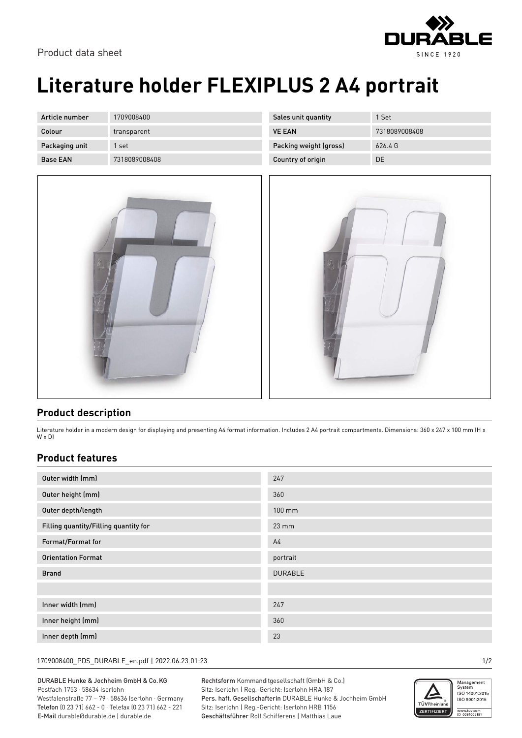Product data sheet

# Literature holder FLEXIPLUS 2 A4 portrait

| Article number | 1709008400 | Sales unit quantity | 1 Set |
| --- | --- | --- | --- |
| Colour | transparent | VE EAN | 7318089008408 |
| Packaging unit | 1 set | Packing weight (gross) | 626.4 G |
| Base EAN | 7318089008408 | Country of origin | DE |

## Product description

Literature holder in a modern design for displaying and presenting A4 format information. Includes 2 A4 portrait compartments. Dimensions: 360 x 247 x 100 mm (H x W x D)

## Product features

| | |
| --- | --- |
| Outer width (mm) | 247 |
| Outer height (mm) | 360 |
| Outer depth/length | 100 mm |
| Filling quantity/Filling quantity for | 23 mm |
| Format/Format for | A4 |
| Orientation Format | portrait |
| Brand | DURABLE |
| | |
| Inner width (mm) | 247 |
| Inner height (mm) | 360 |
| Inner depth (mm) | 23 |

1709008400_PDS_DURABLE_en.pdf | 2022.06.23 01:23

DURABLE Hunke & Jochheim GmbH & Co. KG
Postfach 1753 · 58634 Iserlohn
Westfalenstraße 77 – 79 · 58636 Iserlohn · Germany
**Telefon** (0 23 71) 662 - 0 · Telefax (0 23 71) 662 - 221
**E-Mail** durable@durable.de | durable.de

**Rechtsform** Kommanditgesellschaft (GmbH & Co.)
Sitz: Iserlohn | Reg.-Gericht: Iserlohn HRA 187
**Pers. haft. Gesellschafterin** DURABLE Hunke & Jochheim GmbH
Sitz: Iserlohn | Reg.-Gericht: Iserlohn HRB 1156
**Geschäftsführer** Rolf Schifferens | Matthias Laue

Management System ISO 14001:2015 ISO 9001:2015
www.tuv.com ID 0091006181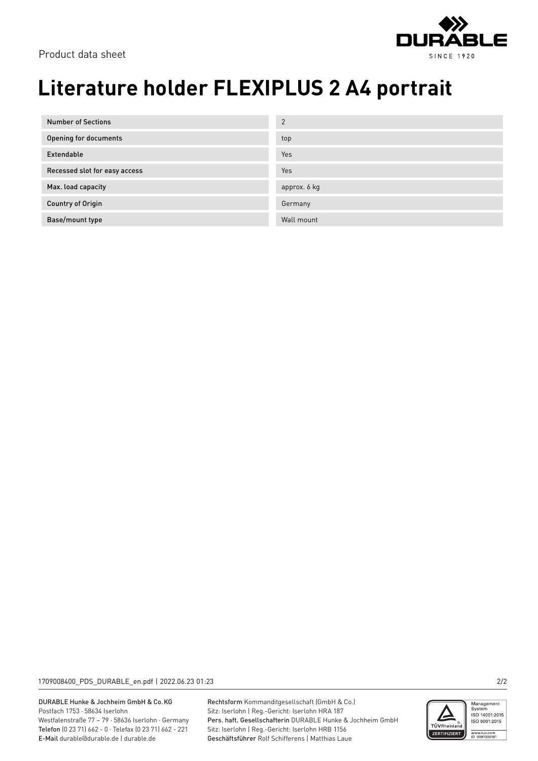# Literature holder FLEXIPLUS 2 A4 portrait

| | |
|---|---|
| Number of Sections | 2 |
| Opening for documents | top |
| Extendable | Yes |
| Recessed slot for easy access | Yes |
| Max. load capacity | approx. 6 kg |
| Country of Origin | Germany |
| Base/mount type | Wall mount |

1709008400_PDS_DURABLE_en.pdf | 2022.06.23 01:23

**DURABLE Hunke & Jochheim GmbH & Co. KG**
Postfach 1753 · 58634 Iserlohn
Westfalenstraße 77 – 79 · 58636 Iserlohn · Germany
**Telefon** (0 23 71) 662 - 0 · Telefax (0 23 71) 662 - 221
**E-Mail** durable@durable.de | durable.de

**Rechtsform** Kommanditgesellschaft (GmbH & Co.)
Sitz: Iserlohn | Reg.-Gericht: Iserlohn HRA 187
**Pers. haft. Gesellschafterin** DURABLE Hunke & Jochheim GmbH
Sitz: Iserlohn | Reg.-Gericht: Iserlohn HRB 1156
**Geschäftsführer** Rolf Schifferens | Matthias Laue

TÜVRheinland ZERTIFIZIERT
Management System ISO 14001:2015 ISO 9001:2015
www.tuv.com ID 0091006181